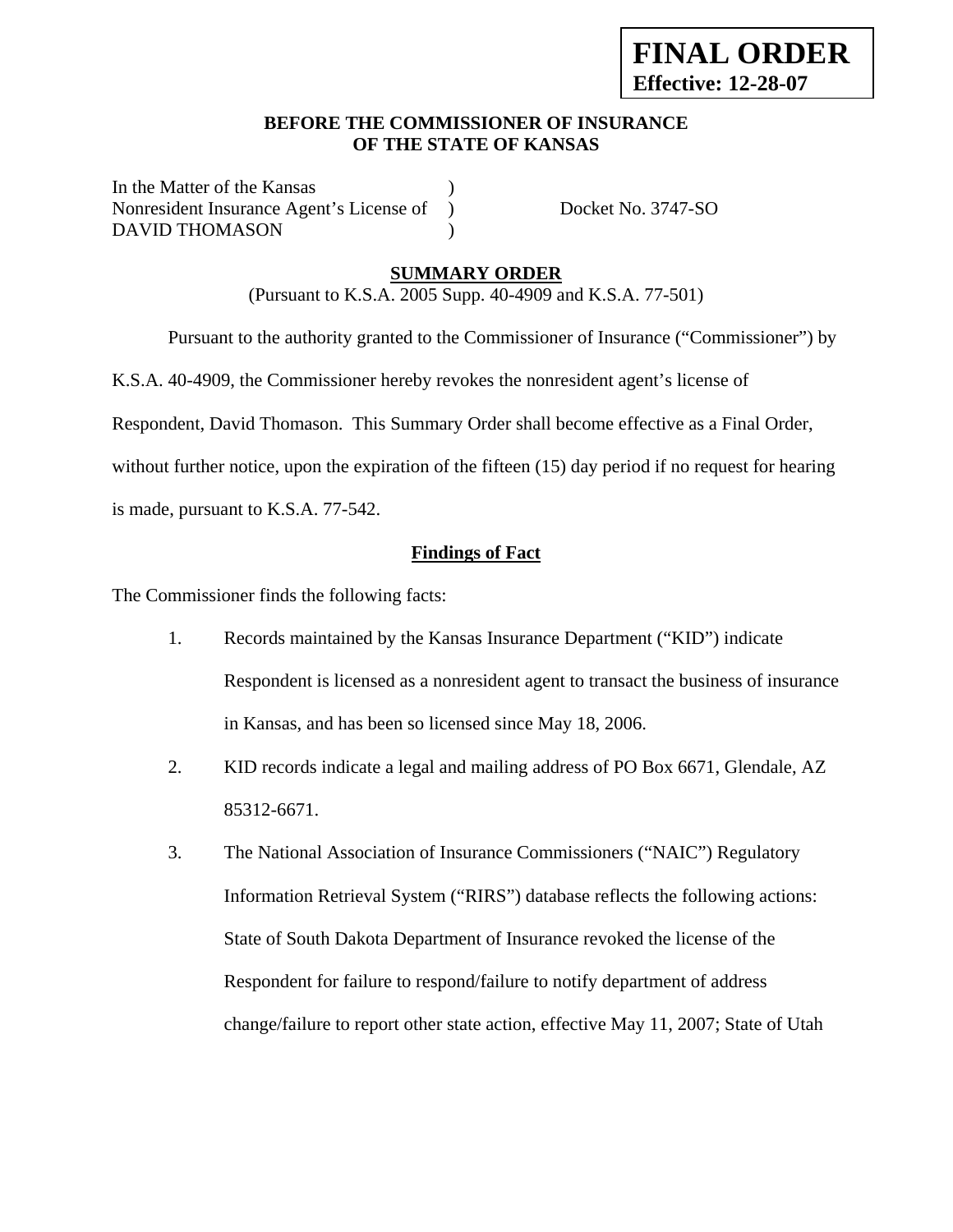**FINAL ORDER**
**Effective: 12-28-07**

**BEFORE THE COMMISSIONER OF INSURANCE**
**OF THE STATE OF KANSAS**

In the Matter of the Kansas )
Nonresident Insurance Agent's License of ) Docket No. 3747-SO
DAVID THOMASON )

## SUMMARY ORDER

(Pursuant to K.S.A. 2005 Supp. 40-4909 and K.S.A. 77-501)

Pursuant to the authority granted to the Commissioner of Insurance ("Commissioner") by K.S.A. 40-4909, the Commissioner hereby revokes the nonresident agent's license of Respondent, David Thomason. This Summary Order shall become effective as a Final Order, without further notice, upon the expiration of the fifteen (15) day period if no request for hearing is made, pursuant to K.S.A. 77-542.

### Findings of Fact

The Commissioner finds the following facts:

1. Records maintained by the Kansas Insurance Department ("KID") indicate Respondent is licensed as a nonresident agent to transact the business of insurance in Kansas, and has been so licensed since May 18, 2006.

2. KID records indicate a legal and mailing address of PO Box 6671, Glendale, AZ 85312-6671.

3. The National Association of Insurance Commissioners ("NAIC") Regulatory Information Retrieval System ("RIRS") database reflects the following actions: State of South Dakota Department of Insurance revoked the license of the Respondent for failure to respond/failure to notify department of address change/failure to report other state action, effective May 11, 2007; State of Utah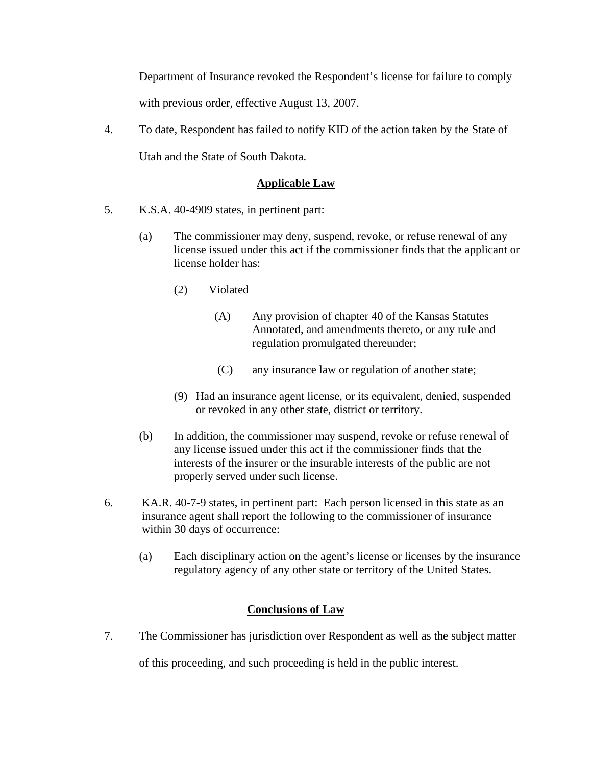Department of Insurance revoked the Respondent's license for failure to comply with previous order, effective August 13, 2007.

4. To date, Respondent has failed to notify KID of the action taken by the State of Utah and the State of South Dakota.

## Applicable Law

5. K.S.A. 40-4909 states, in pertinent part:

   (a) The commissioner may deny, suspend, revoke, or refuse renewal of any license issued under this act if the commissioner finds that the applicant or license holder has:

      (2) Violated

         (A) Any provision of chapter 40 of the Kansas Statutes Annotated, and amendments thereto, or any rule and regulation promulgated thereunder;

         (C) any insurance law or regulation of another state;

      (9) Had an insurance agent license, or its equivalent, denied, suspended or revoked in any other state, district or territory.

   (b) In addition, the commissioner may suspend, revoke or refuse renewal of any license issued under this act if the commissioner finds that the interests of the insurer or the insurable interests of the public are not properly served under such license.

6. KA.R. 40-7-9 states, in pertinent part: Each person licensed in this state as an insurance agent shall report the following to the commissioner of insurance within 30 days of occurrence:

   (a) Each disciplinary action on the agent's license or licenses by the insurance regulatory agency of any other state or territory of the United States.

## Conclusions of Law

7. The Commissioner has jurisdiction over Respondent as well as the subject matter of this proceeding, and such proceeding is held in the public interest.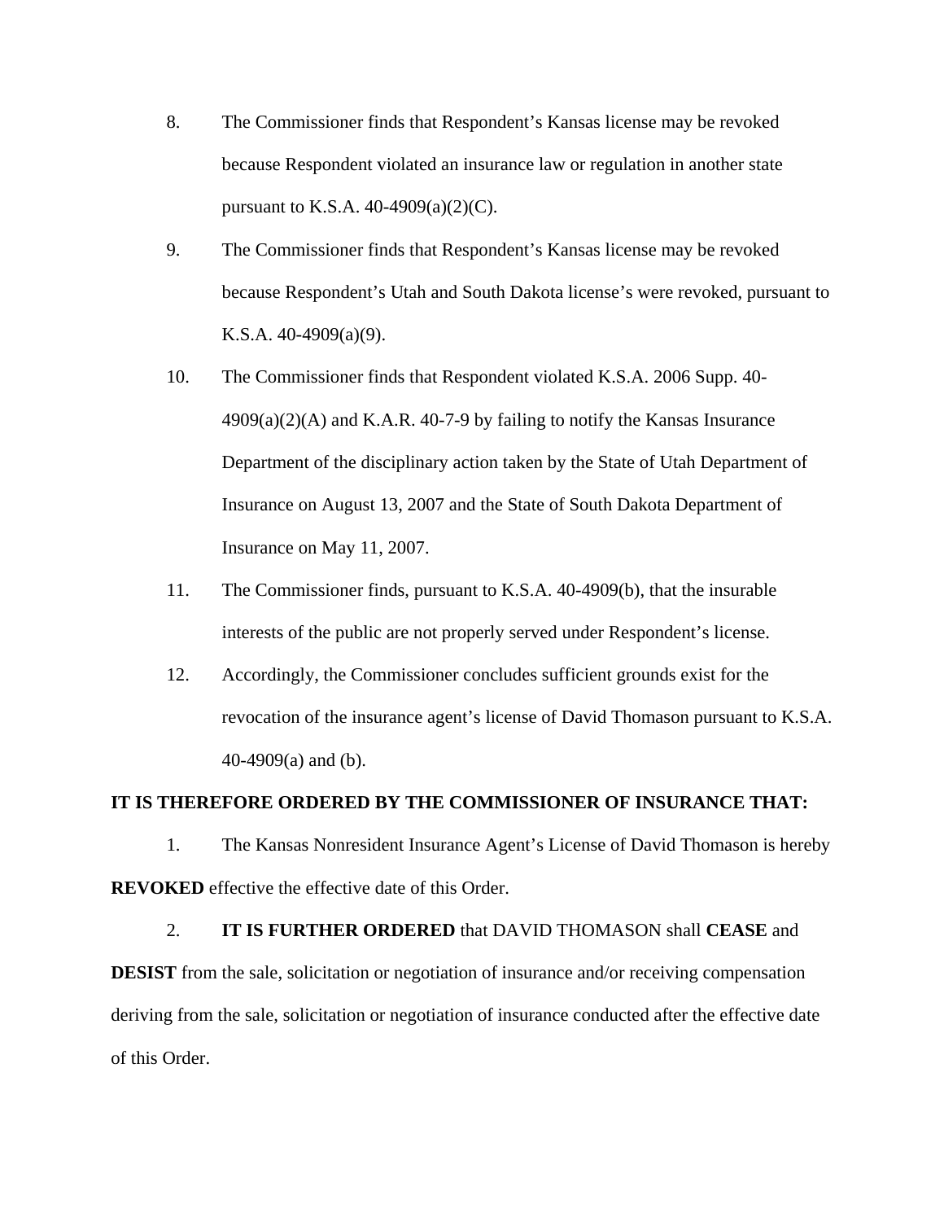8. The Commissioner finds that Respondent's Kansas license may be revoked because Respondent violated an insurance law or regulation in another state pursuant to K.S.A. 40-4909(a)(2)(C).

9. The Commissioner finds that Respondent's Kansas license may be revoked because Respondent's Utah and South Dakota license's were revoked, pursuant to K.S.A. 40-4909(a)(9).

10. The Commissioner finds that Respondent violated K.S.A. 2006 Supp. 40-4909(a)(2)(A) and K.A.R. 40-7-9 by failing to notify the Kansas Insurance Department of the disciplinary action taken by the State of Utah Department of Insurance on August 13, 2007 and the State of South Dakota Department of Insurance on May 11, 2007.

11. The Commissioner finds, pursuant to K.S.A. 40-4909(b), that the insurable interests of the public are not properly served under Respondent's license.

12. Accordingly, the Commissioner concludes sufficient grounds exist for the revocation of the insurance agent's license of David Thomason pursuant to K.S.A. 40-4909(a) and (b).

**IT IS THEREFORE ORDERED BY THE COMMISSIONER OF INSURANCE THAT:**

1. The Kansas Nonresident Insurance Agent's License of David Thomason is hereby **REVOKED** effective the effective date of this Order.

2. **IT IS FURTHER ORDERED** that DAVID THOMASON shall **CEASE** and **DESIST** from the sale, solicitation or negotiation of insurance and/or receiving compensation deriving from the sale, solicitation or negotiation of insurance conducted after the effective date of this Order.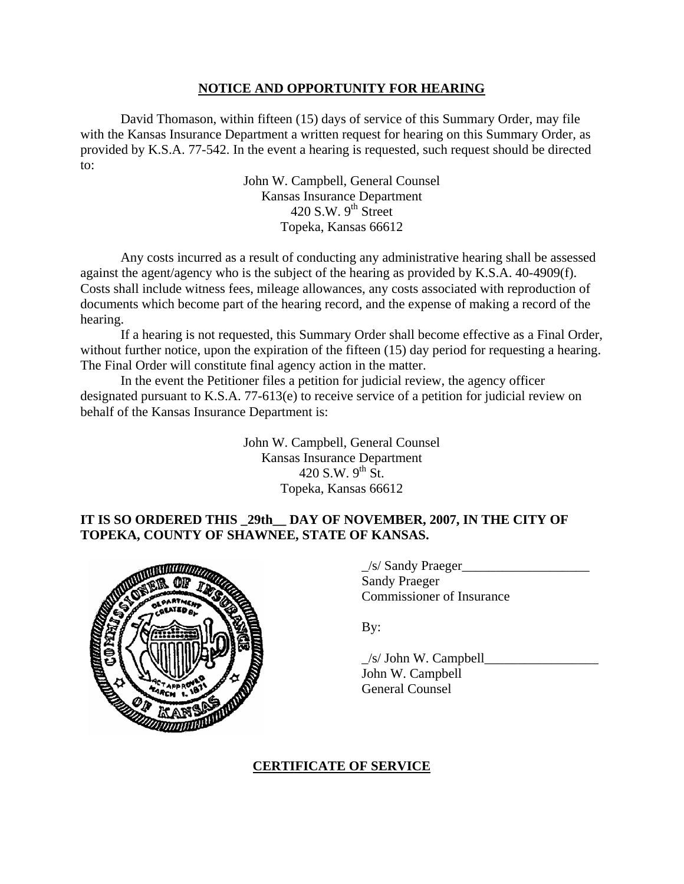## NOTICE AND OPPORTUNITY FOR HEARING

David Thomason, within fifteen (15) days of service of this Summary Order, may file with the Kansas Insurance Department a written request for hearing on this Summary Order, as provided by K.S.A. 77-542. In the event a hearing is requested, such request should be directed to:

John W. Campbell, General Counsel
Kansas Insurance Department
420 S.W. 9th Street
Topeka, Kansas 66612

Any costs incurred as a result of conducting any administrative hearing shall be assessed against the agent/agency who is the subject of the hearing as provided by K.S.A. 40-4909(f). Costs shall include witness fees, mileage allowances, any costs associated with reproduction of documents which become part of the hearing record, and the expense of making a record of the hearing.

If a hearing is not requested, this Summary Order shall become effective as a Final Order, without further notice, upon the expiration of the fifteen (15) day period for requesting a hearing. The Final Order will constitute final agency action in the matter.

In the event the Petitioner files a petition for judicial review, the agency officer designated pursuant to K.S.A. 77-613(e) to receive service of a petition for judicial review on behalf of the Kansas Insurance Department is:

John W. Campbell, General Counsel
Kansas Insurance Department
420 S.W. 9th St.
Topeka, Kansas 66612

**IT IS SO ORDERED THIS _29th__ DAY OF NOVEMBER, 2007, IN THE CITY OF TOPEKA, COUNTY OF SHAWNEE, STATE OF KANSAS.**

_/s/ Sandy Praeger___________________
Sandy Praeger
Commissioner of Insurance

By:

_/s/ John W. Campbell_________________
John W. Campbell
General Counsel

## CERTIFICATE OF SERVICE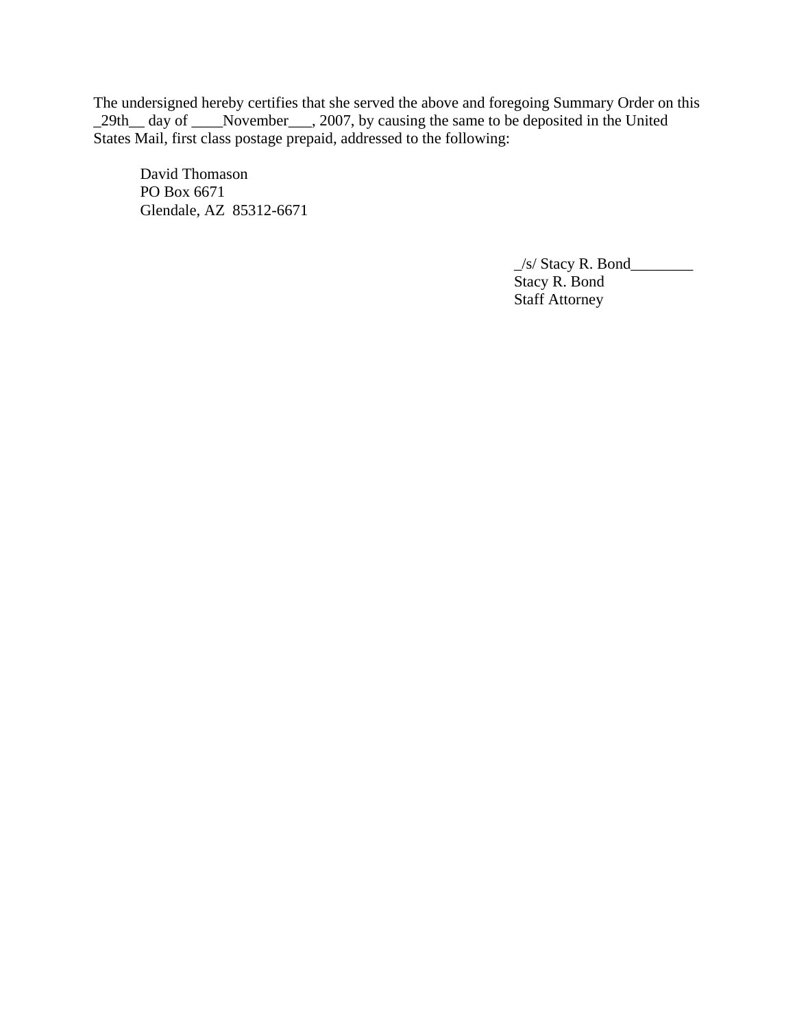The undersigned hereby certifies that she served the above and foregoing Summary Order on this _29th__ day of ____November___, 2007, by causing the same to be deposited in the United States Mail, first class postage prepaid, addressed to the following:

David Thomason  
PO Box 6671  
Glendale, AZ 85312-6671

_/s/ Stacy R. Bond________  
Stacy R. Bond  
Staff Attorney